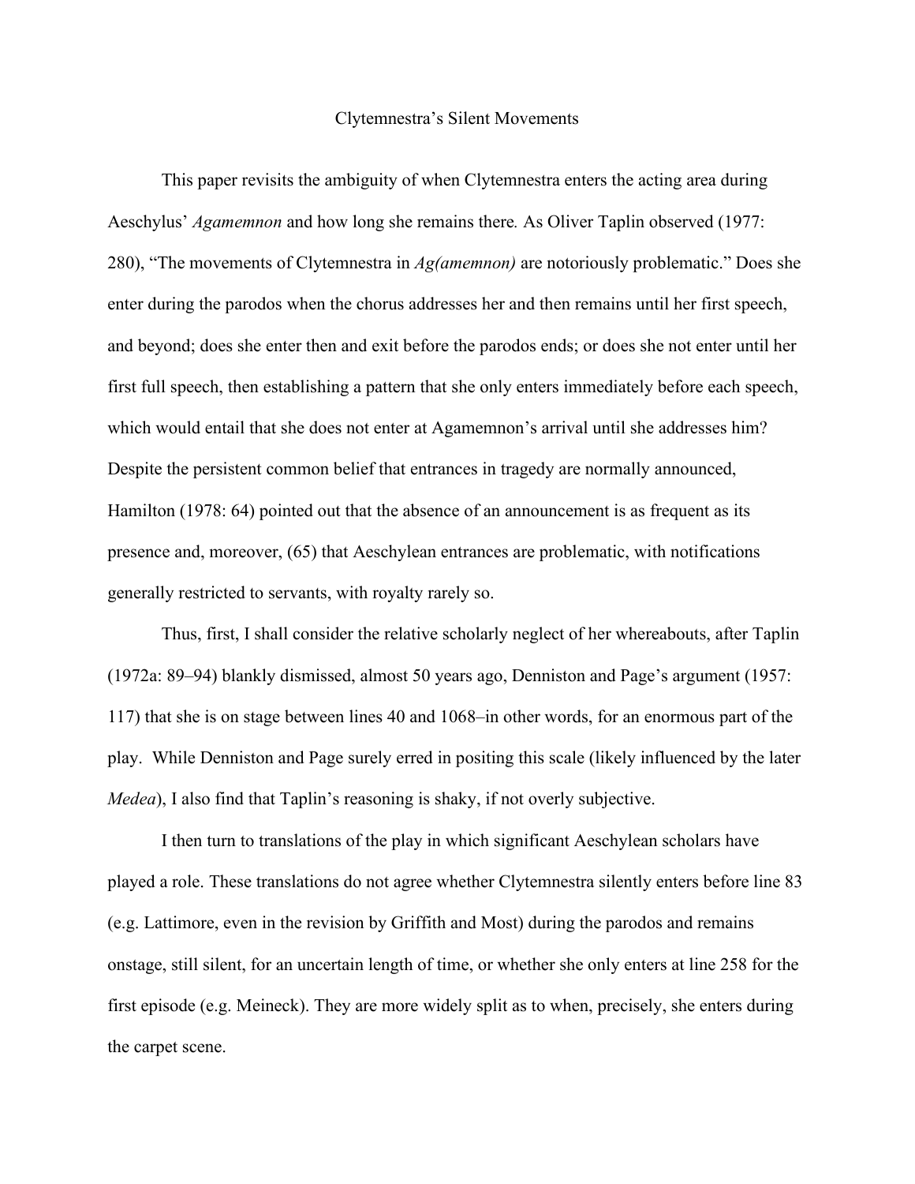# Clytemnestra's Silent Movements

This paper revisits the ambiguity of when Clytemnestra enters the acting area during Aeschylus' *Agamemnon* and how long she remains there*.* As Oliver Taplin observed (1977: 280), "The movements of Clytemnestra in *Ag(amemnon)* are notoriously problematic." Does she enter during the parodos when the chorus addresses her and then remains until her first speech, and beyond; does she enter then and exit before the parodos ends; or does she not enter until her first full speech, then establishing a pattern that she only enters immediately before each speech, which would entail that she does not enter at Agamemnon's arrival until she addresses him? Despite the persistent common belief that entrances in tragedy are normally announced, Hamilton (1978: 64) pointed out that the absence of an announcement is as frequent as its presence and, moreover, (65) that Aeschylean entrances are problematic, with notifications generally restricted to servants, with royalty rarely so.

Thus, first, I shall consider the relative scholarly neglect of her whereabouts, after Taplin (1972a: 89–94) blankly dismissed, almost 50 years ago, Denniston and Page's argument (1957: 117) that she is on stage between lines 40 and 1068–in other words, for an enormous part of the play. While Denniston and Page surely erred in positing this scale (likely influenced by the later *Medea*), I also find that Taplin's reasoning is shaky, if not overly subjective.

I then turn to translations of the play in which significant Aeschylean scholars have played a role. These translations do not agree whether Clytemnestra silently enters before line 83 (e.g. Lattimore, even in the revision by Griffith and Most) during the parodos and remains onstage, still silent, for an uncertain length of time, or whether she only enters at line 258 for the first episode (e.g. Meineck). They are more widely split as to when, precisely, she enters during the carpet scene.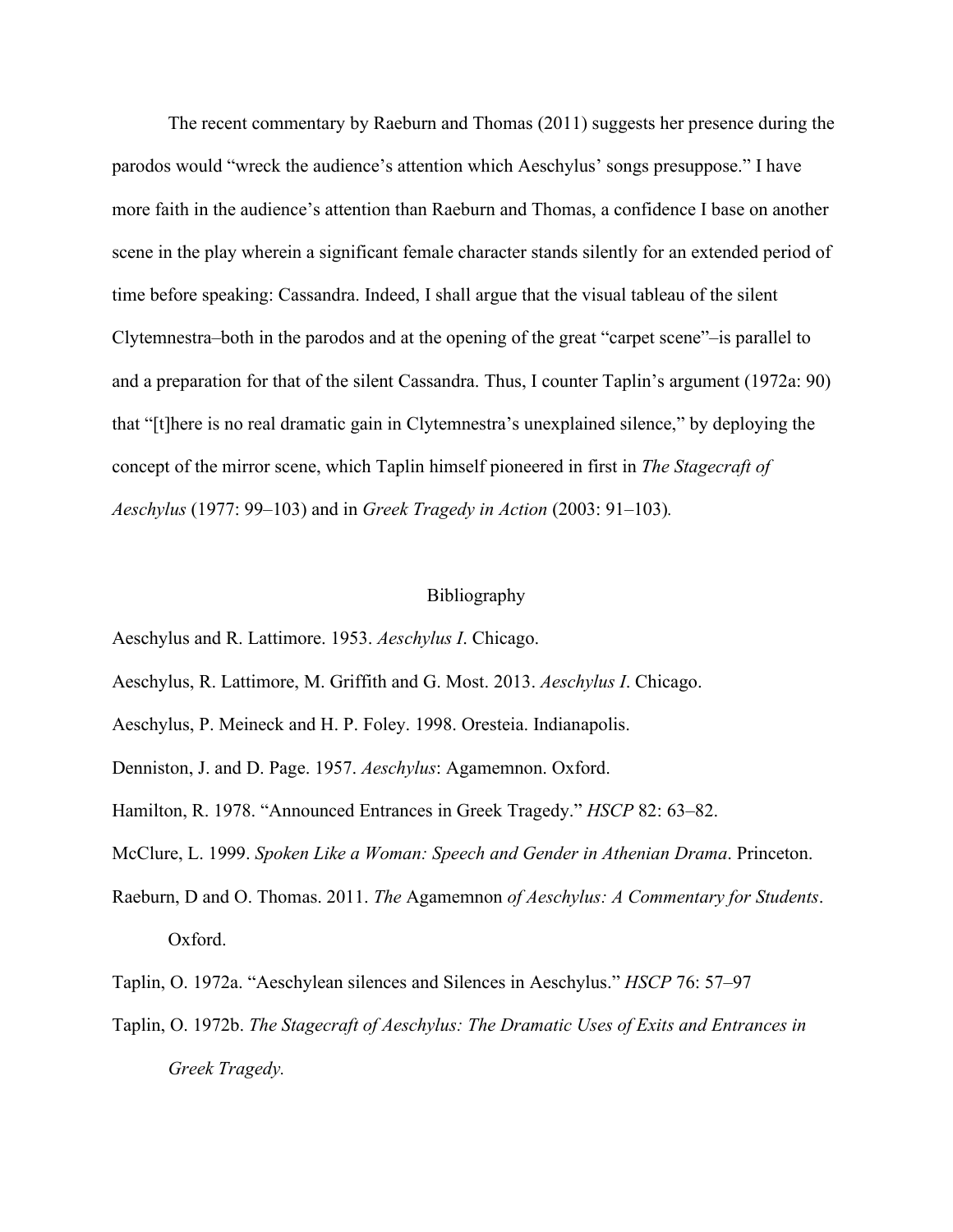The recent commentary by Raeburn and Thomas (2011) suggests her presence during the parodos would "wreck the audience's attention which Aeschylus' songs presuppose." I have more faith in the audience's attention than Raeburn and Thomas, a confidence I base on another scene in the play wherein a significant female character stands silently for an extended period of time before speaking: Cassandra. Indeed, I shall argue that the visual tableau of the silent Clytemnestra–both in the parodos and at the opening of the great "carpet scene"–is parallel to and a preparation for that of the silent Cassandra. Thus, I counter Taplin's argument (1972a: 90) that "[t]here is no real dramatic gain in Clytemnestra's unexplained silence," by deploying the concept of the mirror scene, which Taplin himself pioneered in first in *The Stagecraft of Aeschylus* (1977: 99–103) and in *Greek Tragedy in Action* (2003: 91–103).

## Bibliography

Aeschylus and R. Lattimore. 1953. *Aeschylus I*. Chicago.

Aeschylus, R. Lattimore, M. Griffith and G. Most. 2013. *Aeschylus I*. Chicago.

Aeschylus, P. Meineck and H. P. Foley. 1998. Oresteia. Indianapolis.

Denniston, J. and D. Page. 1957. *Aeschylus*: Agamemnon. Oxford.

Hamilton, R. 1978. "Announced Entrances in Greek Tragedy." *HSCP* 82: 63–82.

McClure, L. 1999. *Spoken Like a Woman: Speech and Gender in Athenian Drama*. Princeton.

Raeburn, D and O. Thomas. 2011. *The* Agamemnon *of Aeschylus: A Commentary for Students*. Oxford.

Taplin, O. 1972a. "Aeschylean silences and Silences in Aeschylus." *HSCP* 76: 57–97

Taplin, O. 1972b. *The Stagecraft of Aeschylus: The Dramatic Uses of Exits and Entrances in Greek Tragedy.*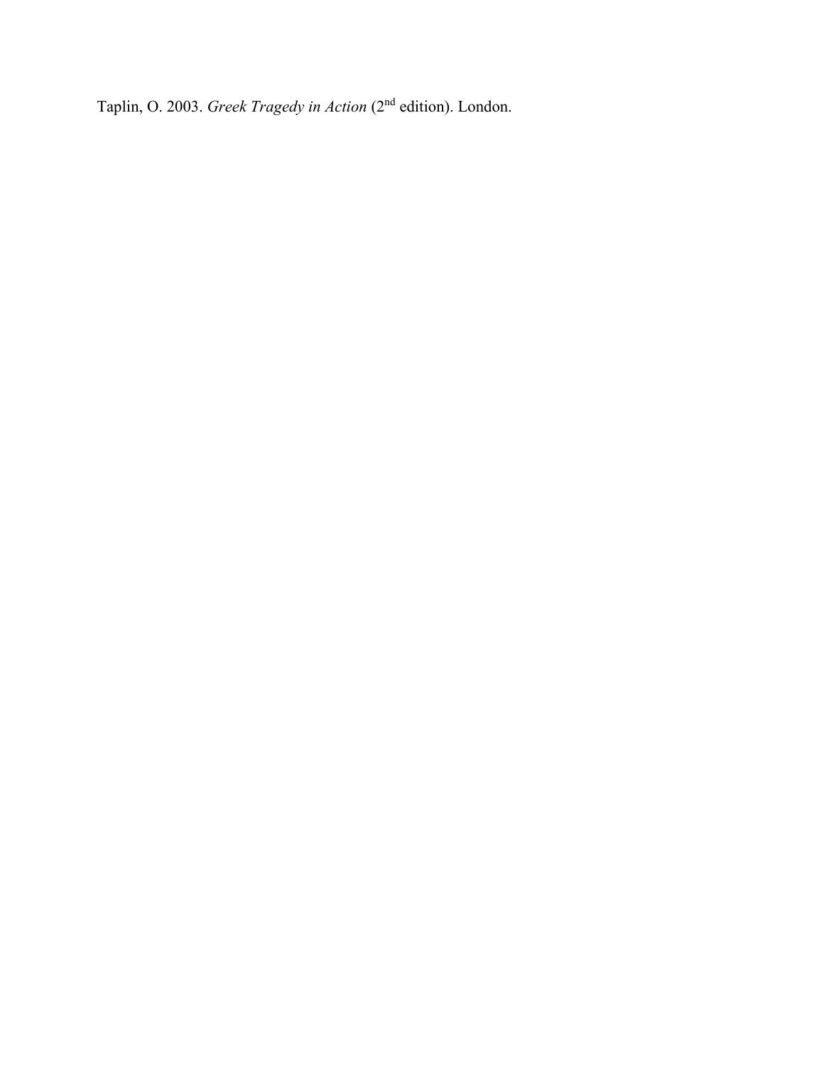Taplin, O. 2003. *Greek Tragedy in Action* (2nd edition). London.